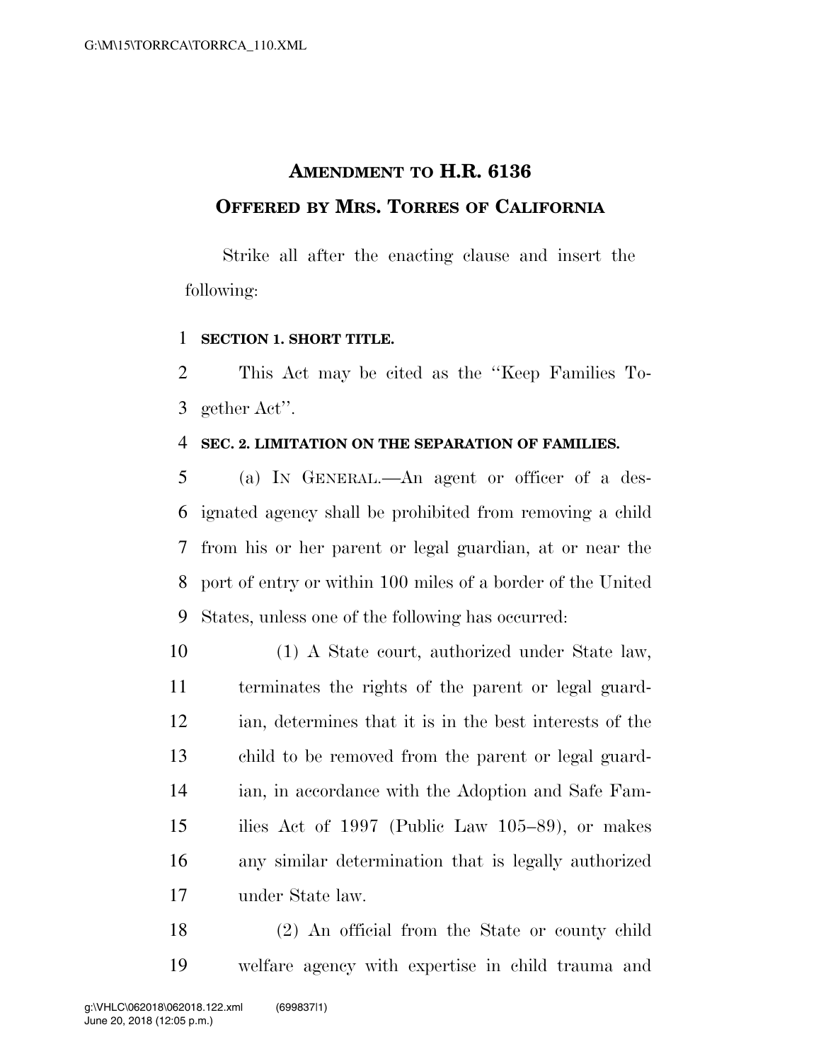# AMENDMENT TO H.R. 6136

## OFFERED BY MRS. TORRES OF CALIFORNIA

Strike all after the enacting clause and insert the following:

**SECTION 1. SHORT TITLE.**

This Act may be cited as the ''Keep Families Together Act''.

**SEC. 2. LIMITATION ON THE SEPARATION OF FAMILIES.**

(a) IN GENERAL.—An agent or officer of a designated agency shall be prohibited from removing a child from his or her parent or legal guardian, at or near the port of entry or within 100 miles of a border of the United States, unless one of the following has occurred:

(1) A State court, authorized under State law, terminates the rights of the parent or legal guardian, determines that it is in the best interests of the child to be removed from the parent or legal guardian, in accordance with the Adoption and Safe Families Act of 1997 (Public Law 105–89), or makes any similar determination that is legally authorized under State law.

(2) An official from the State or county child welfare agency with expertise in child trauma and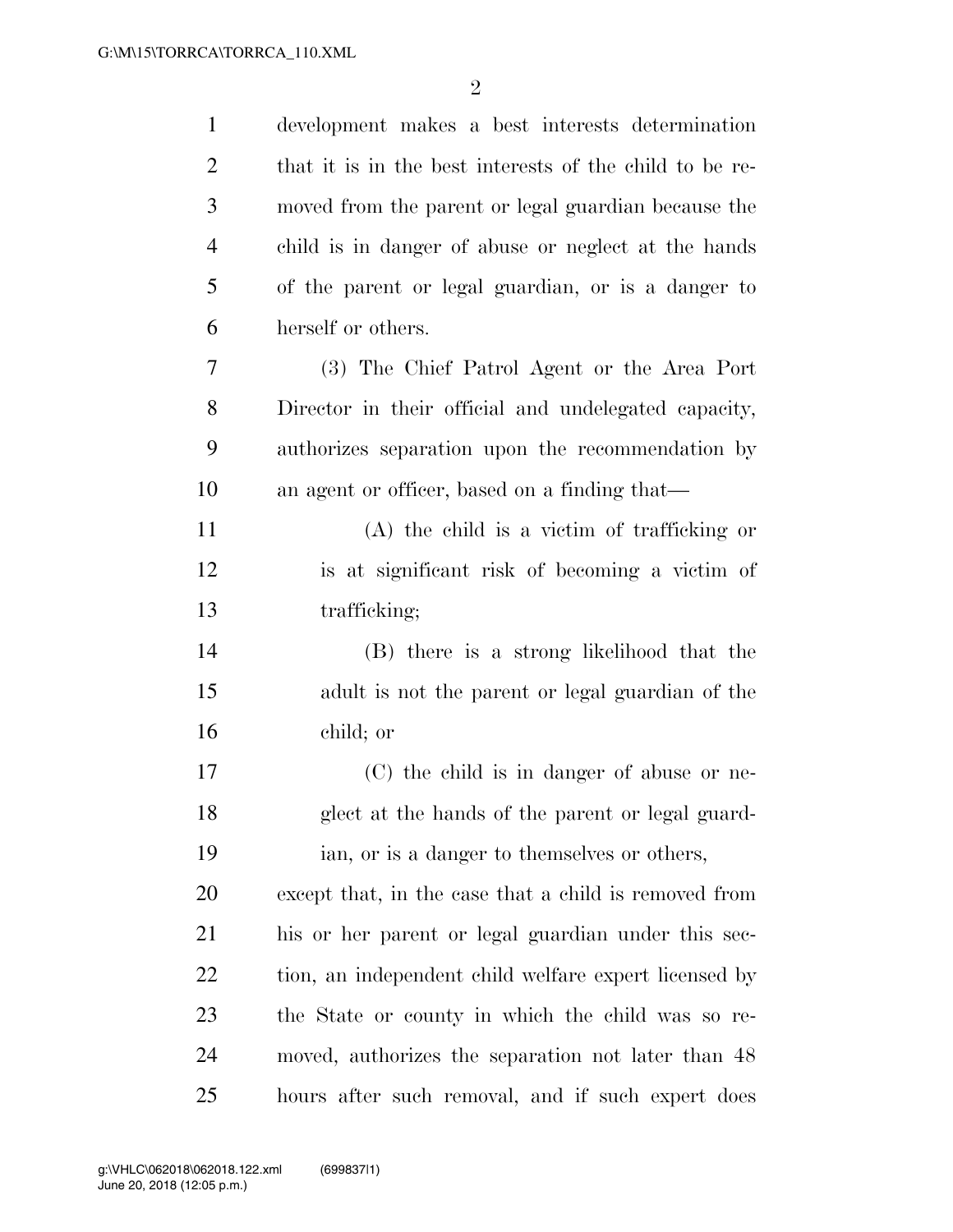development makes a best interests determination that it is in the best interests of the child to be removed from the parent or legal guardian because the child is in danger of abuse or neglect at the hands of the parent or legal guardian, or is a danger to herself or others.

(3) The Chief Patrol Agent or the Area Port Director in their official and undelegated capacity, authorizes separation upon the recommendation by an agent or officer, based on a finding that—

(A) the child is a victim of trafficking or is at significant risk of becoming a victim of trafficking;

(B) there is a strong likelihood that the adult is not the parent or legal guardian of the child; or

(C) the child is in danger of abuse or neglect at the hands of the parent or legal guardian, or is a danger to themselves or others,

except that, in the case that a child is removed from his or her parent or legal guardian under this section, an independent child welfare expert licensed by the State or county in which the child was so removed, authorizes the separation not later than 48 hours after such removal, and if such expert does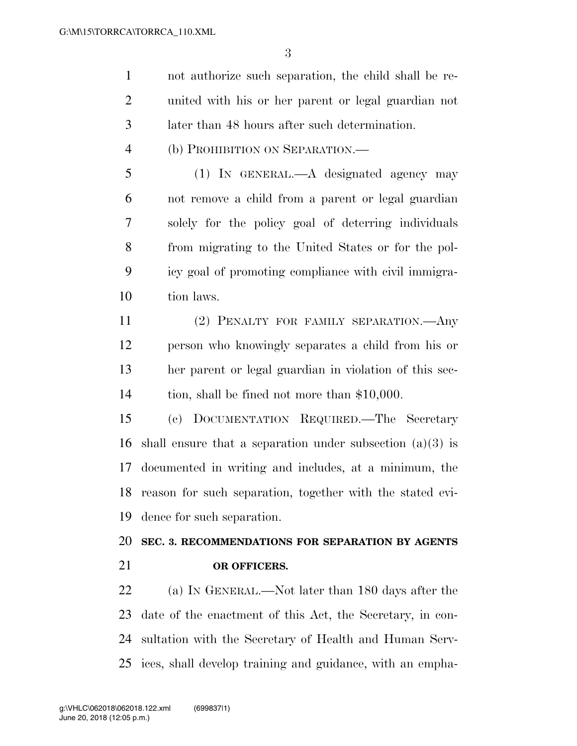not authorize such separation, the child shall be reunited with his or her parent or legal guardian not later than 48 hours after such determination.

(b) PROHIBITION ON SEPARATION.—

(1) IN GENERAL.—A designated agency may not remove a child from a parent or legal guardian solely for the policy goal of deterring individuals from migrating to the United States or for the policy goal of promoting compliance with civil immigration laws.

(2) PENALTY FOR FAMILY SEPARATION.—Any person who knowingly separates a child from his or her parent or legal guardian in violation of this section, shall be fined not more than $10,000.

(c) DOCUMENTATION REQUIRED.—The Secretary shall ensure that a separation under subsection (a)(3) is documented in writing and includes, at a minimum, the reason for such separation, together with the stated evidence for such separation.

## SEC. 3. RECOMMENDATIONS FOR SEPARATION BY AGENTS OR OFFICERS.

(a) IN GENERAL.—Not later than 180 days after the date of the enactment of this Act, the Secretary, in consultation with the Secretary of Health and Human Services, shall develop training and guidance, with an empha-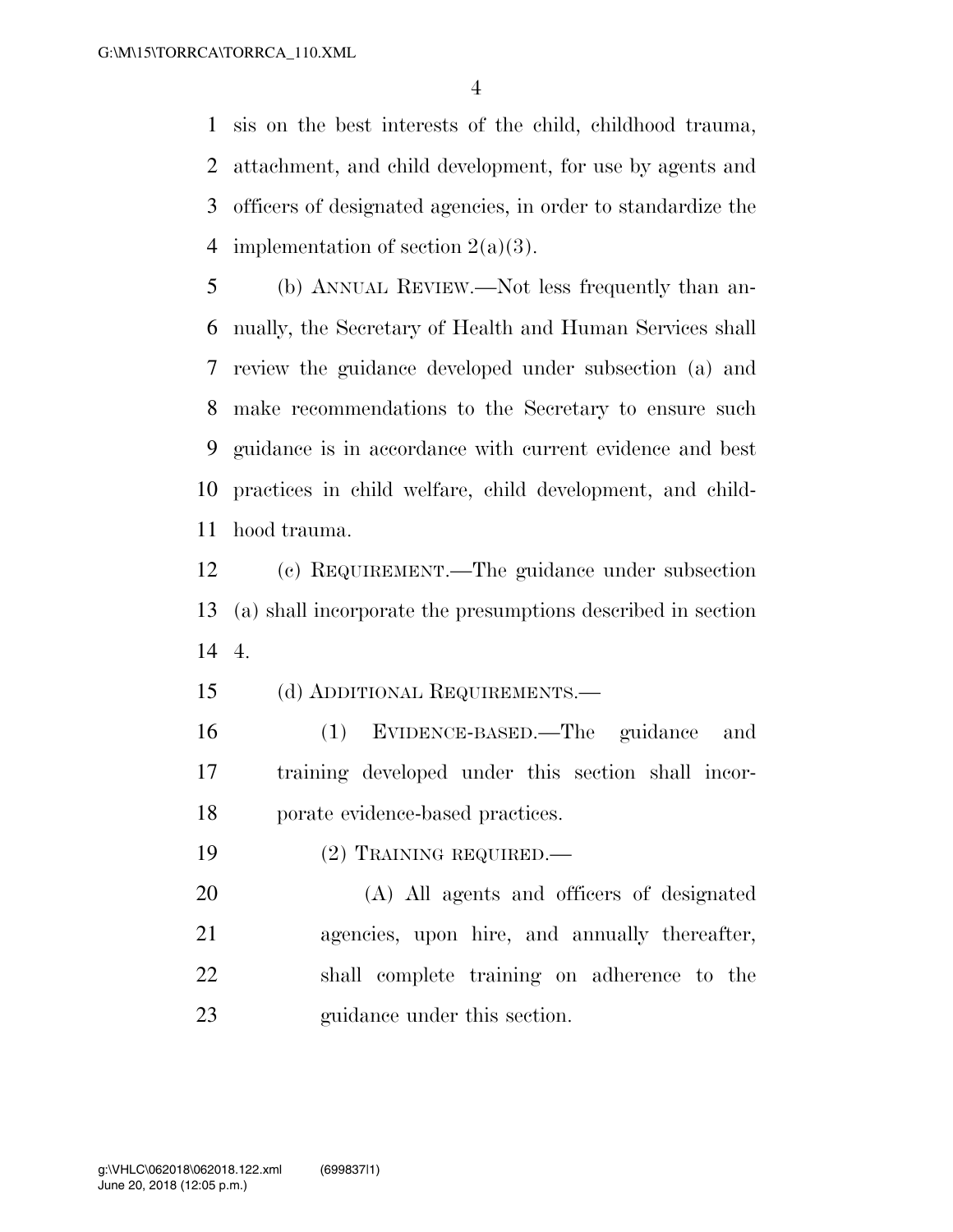sis on the best interests of the child, childhood trauma, attachment, and child development, for use by agents and officers of designated agencies, in order to standardize the implementation of section 2(a)(3).

(b) ANNUAL REVIEW.—Not less frequently than annually, the Secretary of Health and Human Services shall review the guidance developed under subsection (a) and make recommendations to the Secretary to ensure such guidance is in accordance with current evidence and best practices in child welfare, child development, and childhood trauma.

(c) REQUIREMENT.—The guidance under subsection (a) shall incorporate the presumptions described in section 4.

(d) ADDITIONAL REQUIREMENTS.—

(1) EVIDENCE-BASED.—The guidance and training developed under this section shall incorporate evidence-based practices.

(2) TRAINING REQUIRED.—

(A) All agents and officers of designated agencies, upon hire, and annually thereafter, shall complete training on adherence to the guidance under this section.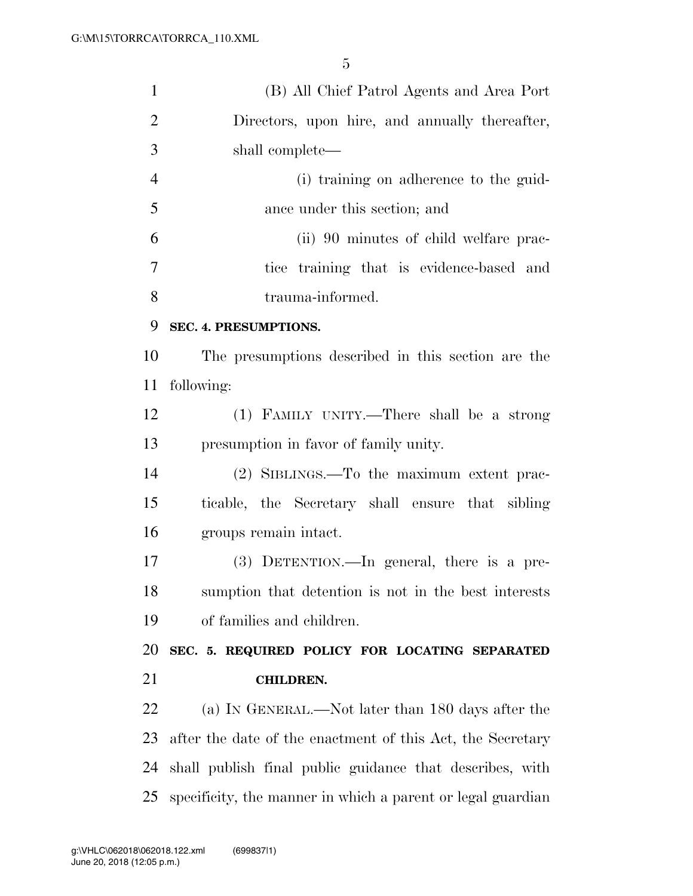(B) All Chief Patrol Agents and Area Port Directors, upon hire, and annually thereafter, shall complete—

(i) training on adherence to the guidance under this section; and

(ii) 90 minutes of child welfare practice training that is evidence-based and trauma-informed.

**SEC. 4. PRESUMPTIONS.**

The presumptions described in this section are the following:

(1) FAMILY UNITY.—There shall be a strong presumption in favor of family unity.

(2) SIBLINGS.—To the maximum extent practicable, the Secretary shall ensure that sibling groups remain intact.

(3) DETENTION.—In general, there is a presumption that detention is not in the best interests of families and children.

**SEC. 5. REQUIRED POLICY FOR LOCATING SEPARATED CHILDREN.**

(a) IN GENERAL.—Not later than 180 days after the after the date of the enactment of this Act, the Secretary shall publish final public guidance that describes, with specificity, the manner in which a parent or legal guardian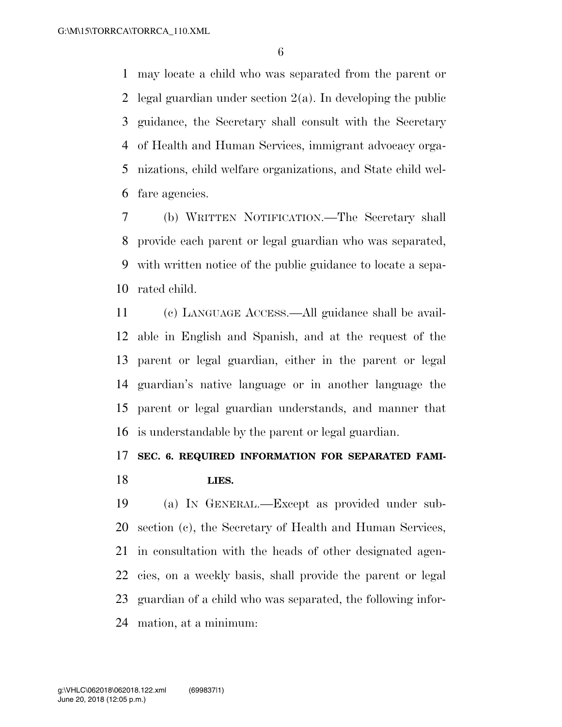may locate a child who was separated from the parent or legal guardian under section 2(a). In developing the public guidance, the Secretary shall consult with the Secretary of Health and Human Services, immigrant advocacy organizations, child welfare organizations, and State child welfare agencies.

(b) WRITTEN NOTIFICATION.—The Secretary shall provide each parent or legal guardian who was separated, with written notice of the public guidance to locate a separated child.

(c) LANGUAGE ACCESS.—All guidance shall be available in English and Spanish, and at the request of the parent or legal guardian, either in the parent or legal guardian's native language or in another language the parent or legal guardian understands, and manner that is understandable by the parent or legal guardian.

## SEC. 6. REQUIRED INFORMATION FOR SEPARATED FAMILIES.

(a) IN GENERAL.—Except as provided under subsection (c), the Secretary of Health and Human Services, in consultation with the heads of other designated agencies, on a weekly basis, shall provide the parent or legal guardian of a child who was separated, the following information, at a minimum: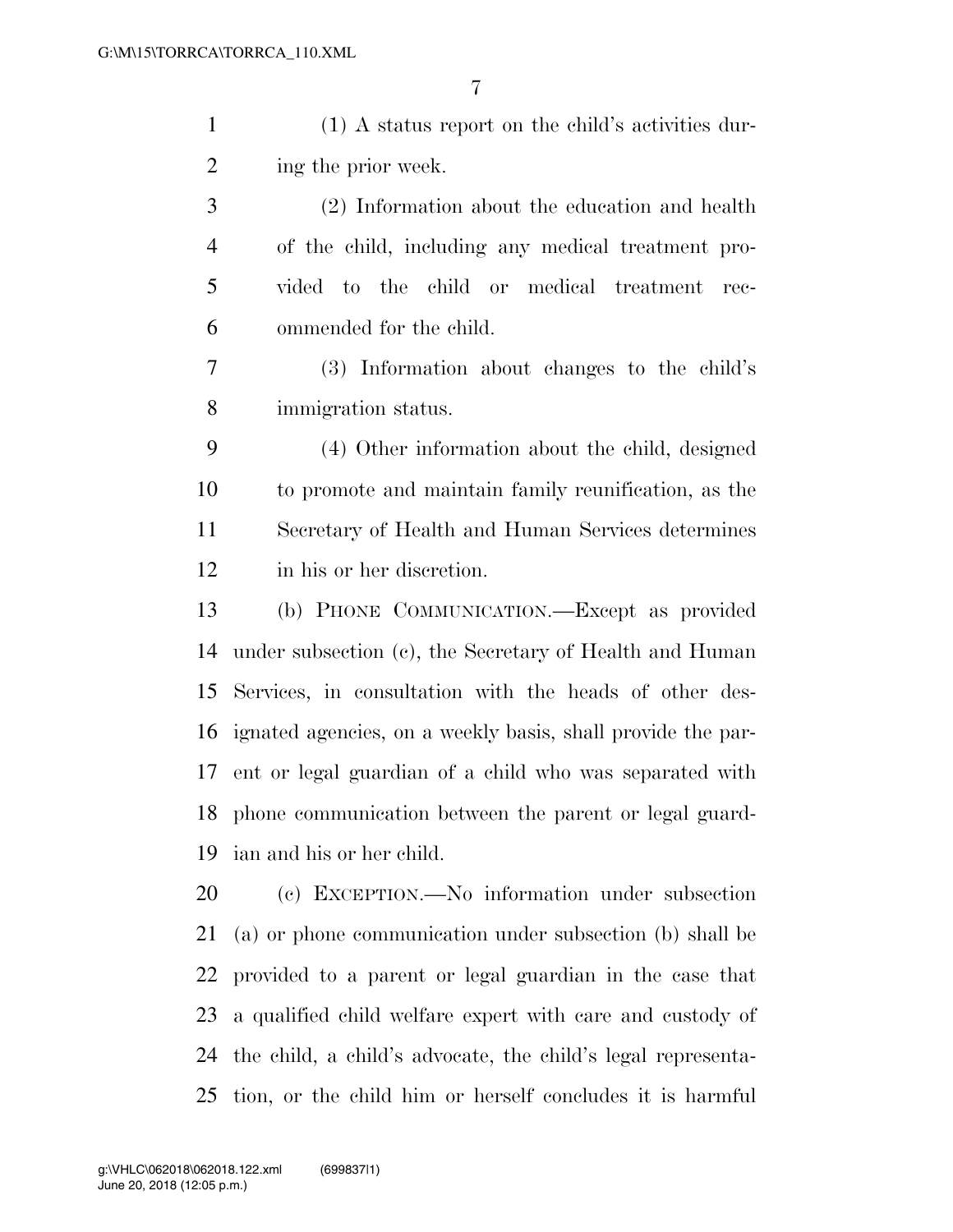(1) A status report on the child's activities during the prior week.

(2) Information about the education and health of the child, including any medical treatment provided to the child or medical treatment recommended for the child.

(3) Information about changes to the child's immigration status.

(4) Other information about the child, designed to promote and maintain family reunification, as the Secretary of Health and Human Services determines in his or her discretion.

(b) PHONE COMMUNICATION.—Except as provided under subsection (c), the Secretary of Health and Human Services, in consultation with the heads of other designated agencies, on a weekly basis, shall provide the parent or legal guardian of a child who was separated with phone communication between the parent or legal guardian and his or her child.

(c) EXCEPTION.—No information under subsection (a) or phone communication under subsection (b) shall be provided to a parent or legal guardian in the case that a qualified child welfare expert with care and custody of the child, a child's advocate, the child's legal representation, or the child him or herself concludes it is harmful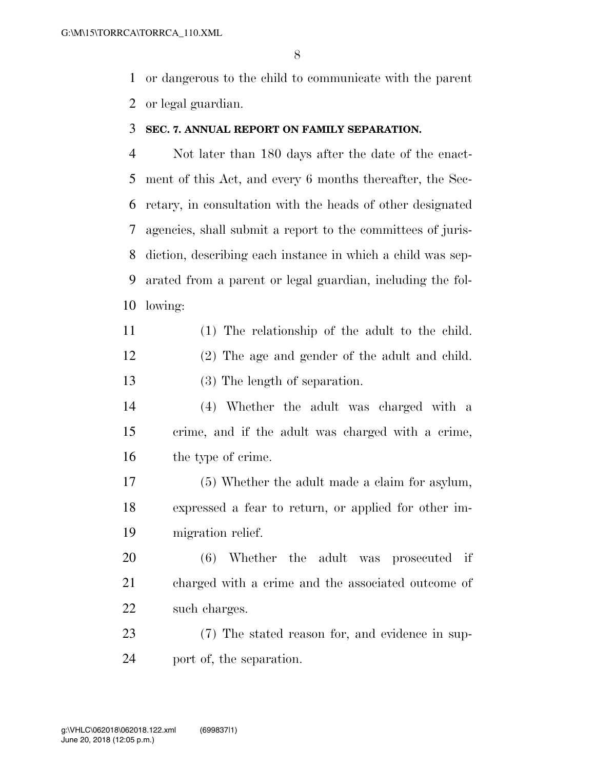or dangerous to the child to communicate with the parent or legal guardian.

**SEC. 7. ANNUAL REPORT ON FAMILY SEPARATION.**

Not later than 180 days after the date of the enactment of this Act, and every 6 months thereafter, the Secretary, in consultation with the heads of other designated agencies, shall submit a report to the committees of jurisdiction, describing each instance in which a child was separated from a parent or legal guardian, including the following:

(1) The relationship of the adult to the child.

(2) The age and gender of the adult and child.

(3) The length of separation.

(4) Whether the adult was charged with a crime, and if the adult was charged with a crime, the type of crime.

(5) Whether the adult made a claim for asylum, expressed a fear to return, or applied for other immigration relief.

(6) Whether the adult was prosecuted if charged with a crime and the associated outcome of such charges.

(7) The stated reason for, and evidence in support of, the separation.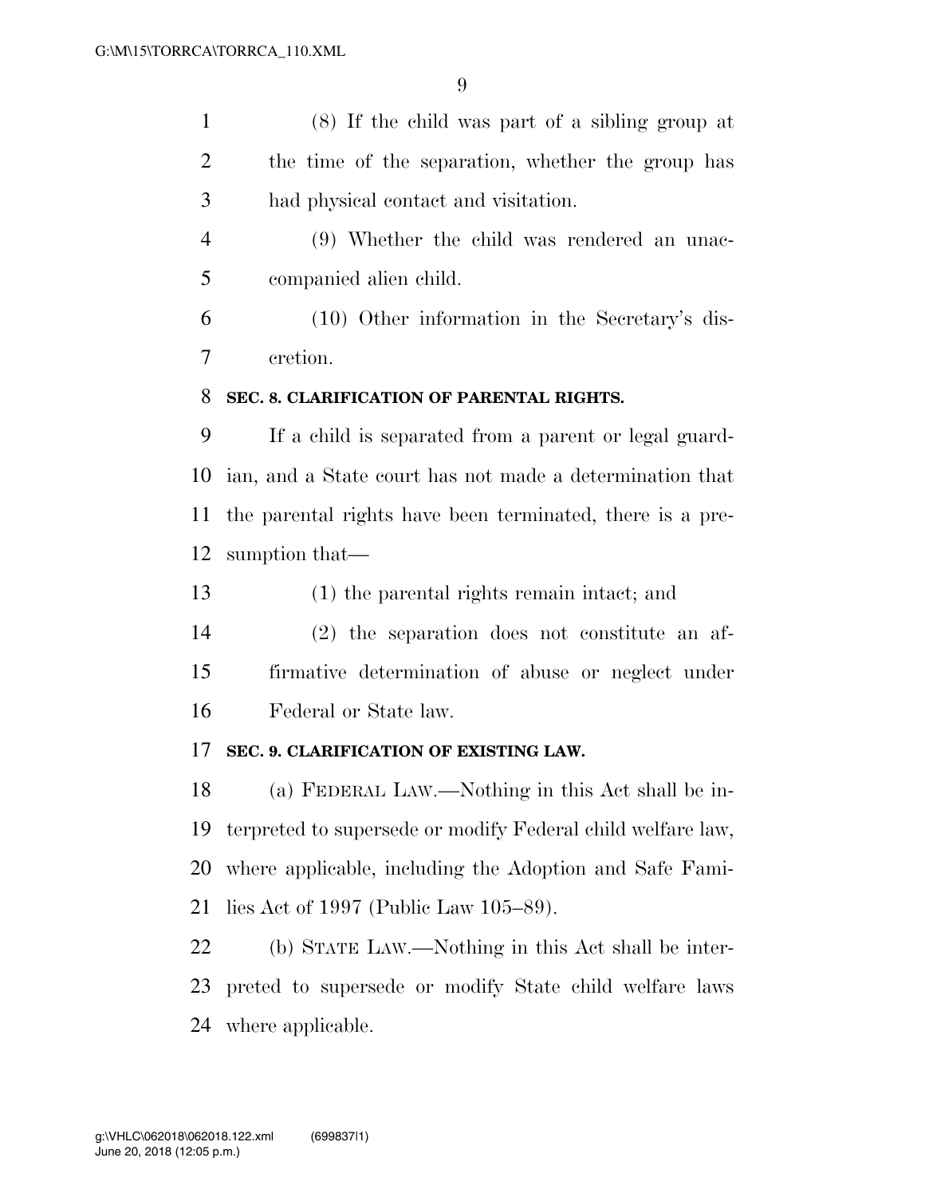(8) If the child was part of a sibling group at the time of the separation, whether the group has had physical contact and visitation.

(9) Whether the child was rendered an unaccompanied alien child.

(10) Other information in the Secretary's discretion.

### SEC. 8. CLARIFICATION OF PARENTAL RIGHTS.

If a child is separated from a parent or legal guardian, and a State court has not made a determination that the parental rights have been terminated, there is a presumption that—

(1) the parental rights remain intact; and

(2) the separation does not constitute an affirmative determination of abuse or neglect under Federal or State law.

### SEC. 9. CLARIFICATION OF EXISTING LAW.

(a) FEDERAL LAW.—Nothing in this Act shall be interpreted to supersede or modify Federal child welfare law, where applicable, including the Adoption and Safe Families Act of 1997 (Public Law 105–89).

(b) STATE LAW.—Nothing in this Act shall be interpreted to supersede or modify State child welfare laws where applicable.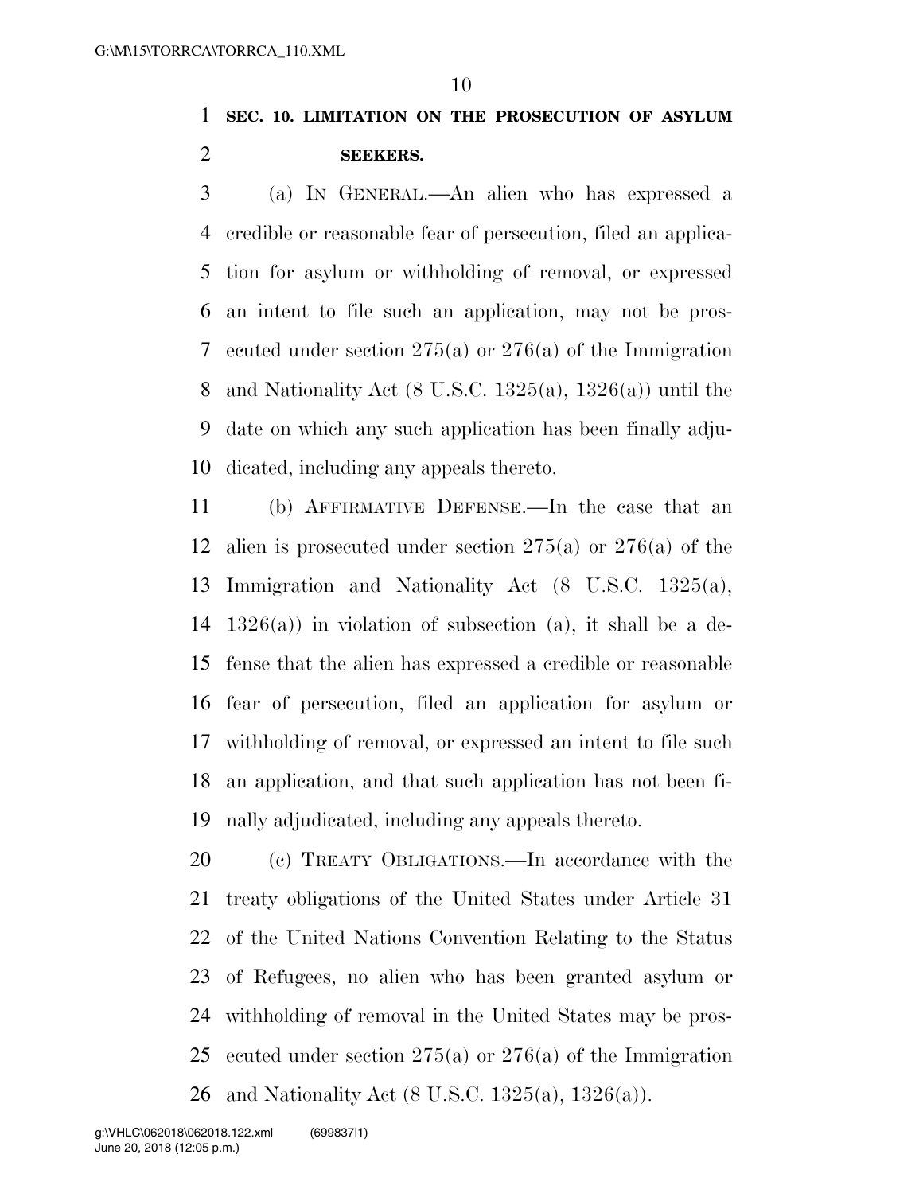**SEC. 10. LIMITATION ON THE PROSECUTION OF ASYLUM SEEKERS.**

(a) IN GENERAL.—An alien who has expressed a credible or reasonable fear of persecution, filed an application for asylum or withholding of removal, or expressed an intent to file such an application, may not be prosecuted under section 275(a) or 276(a) of the Immigration and Nationality Act (8 U.S.C. 1325(a), 1326(a)) until the date on which any such application has been finally adjudicated, including any appeals thereto.

(b) AFFIRMATIVE DEFENSE.—In the case that an alien is prosecuted under section 275(a) or 276(a) of the Immigration and Nationality Act (8 U.S.C. 1325(a), 1326(a)) in violation of subsection (a), it shall be a defense that the alien has expressed a credible or reasonable fear of persecution, filed an application for asylum or withholding of removal, or expressed an intent to file such an application, and that such application has not been finally adjudicated, including any appeals thereto.

(c) TREATY OBLIGATIONS.—In accordance with the treaty obligations of the United States under Article 31 of the United Nations Convention Relating to the Status of Refugees, no alien who has been granted asylum or withholding of removal in the United States may be prosecuted under section 275(a) or 276(a) of the Immigration and Nationality Act (8 U.S.C. 1325(a), 1326(a)).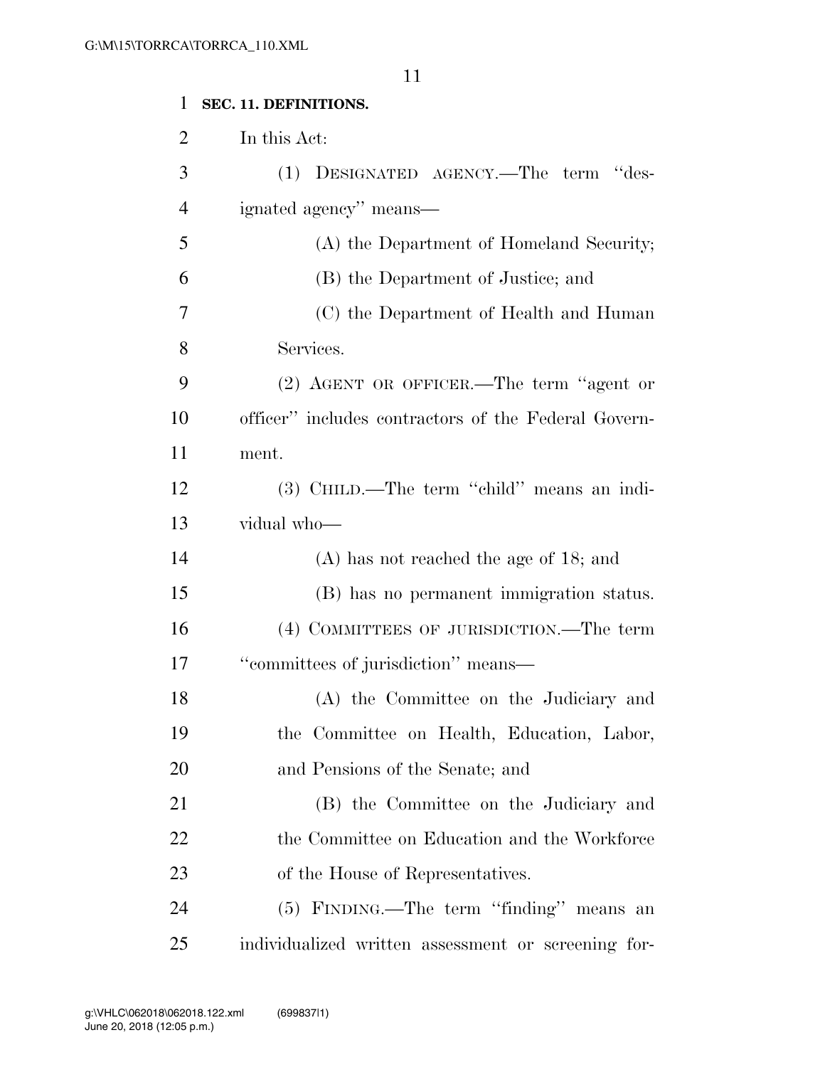**SEC. 11. DEFINITIONS.**

In this Act:

(1) DESIGNATED AGENCY.—The term "designated agency" means—

(A) the Department of Homeland Security;

(B) the Department of Justice; and

(C) the Department of Health and Human Services.

(2) AGENT OR OFFICER.—The term "agent or officer" includes contractors of the Federal Government.

(3) CHILD.—The term "child" means an individual who—

(A) has not reached the age of 18; and

(B) has no permanent immigration status.

(4) COMMITTEES OF JURISDICTION.—The term "committees of jurisdiction" means—

(A) the Committee on the Judiciary and the Committee on Health, Education, Labor, and Pensions of the Senate; and

(B) the Committee on the Judiciary and the Committee on Education and the Workforce of the House of Representatives.

(5) FINDING.—The term "finding" means an individualized written assessment or screening for-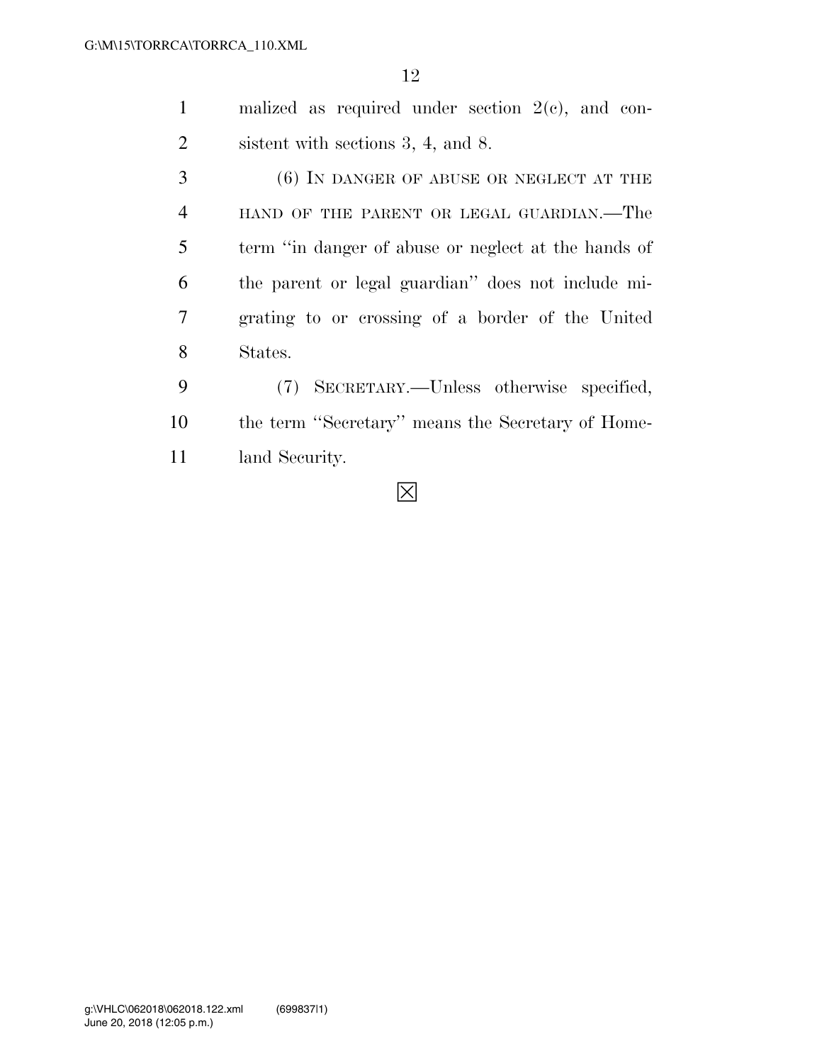malized as required under section 2(c), and consistent with sections 3, 4, and 8.

(6) IN DANGER OF ABUSE OR NEGLECT AT THE HAND OF THE PARENT OR LEGAL GUARDIAN.—The term ''in danger of abuse or neglect at the hands of the parent or legal guardian'' does not include migrating to or crossing of a border of the United States.

(7) SECRETARY.—Unless otherwise specified, the term ''Secretary'' means the Secretary of Homeland Security.